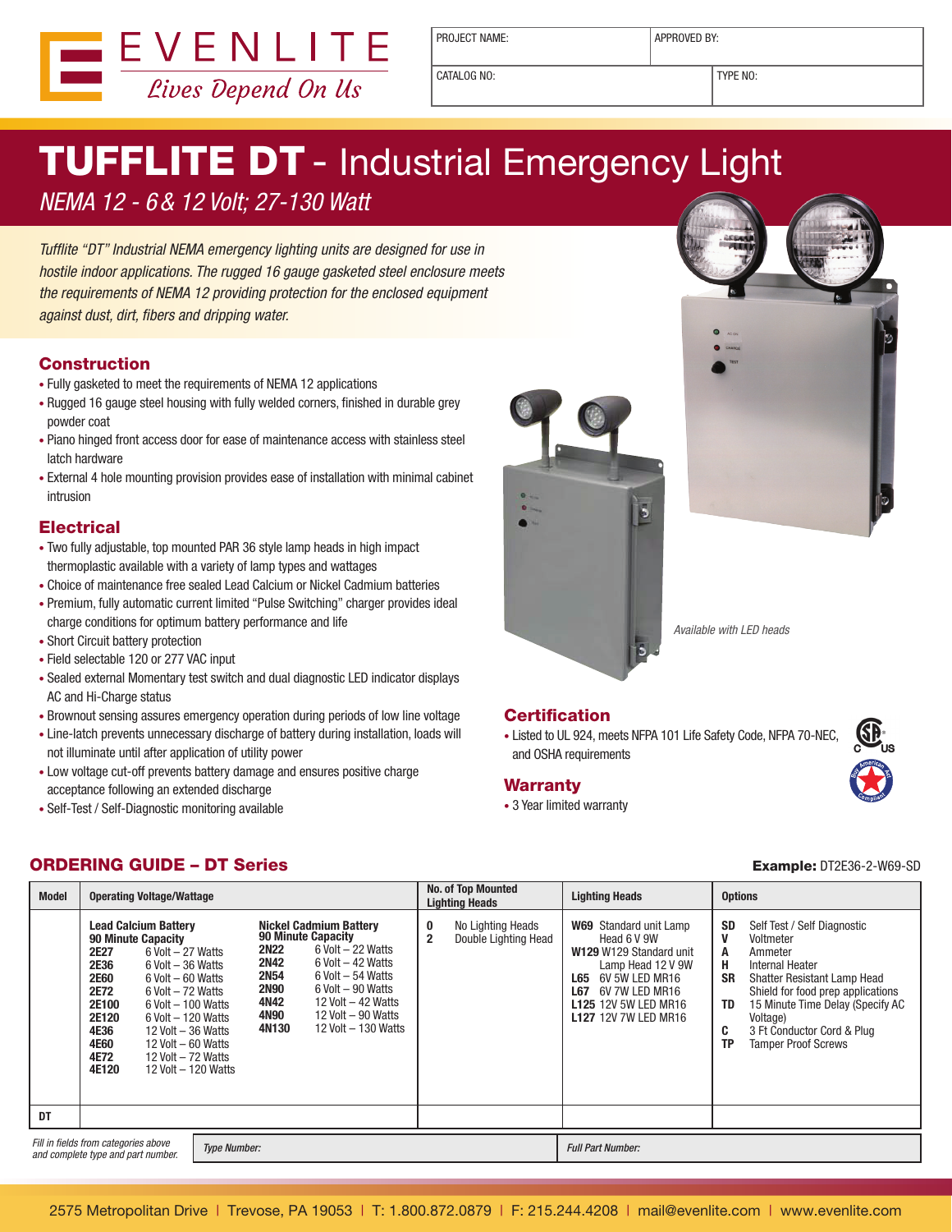# EVENLITE

*Lives Depend On Us*

| PROJECT NAME: | APPROVED BY: |
|---|---|
| CATALOG NO: | TYPE NO: |

# TUFFLITE DT - Industrial Emergency Light

*NEMA 12 - 6 & 12 Volt; 27-130 Watt*

*Tufflite "DT" Industrial NEMA emergency lighting units are designed for use in hostile indoor applications. The rugged 16 gauge gasketed steel enclosure meets the requirements of NEMA 12 providing protection for the enclosed equipment against dust, dirt, fibers and dripping water.*

## Construction

- Fully gasketed to meet the requirements of NEMA 12 applications
- Rugged 16 gauge steel housing with fully welded corners, finished in durable grey powder coat
- Piano hinged front access door for ease of maintenance access with stainless steel latch hardware
- External 4 hole mounting provision provides ease of installation with minimal cabinet intrusion

## Electrical

- Two fully adjustable, top mounted PAR 36 style lamp heads in high impact thermoplastic available with a variety of lamp types and wattages
- Choice of maintenance free sealed Lead Calcium or Nickel Cadmium batteries
- Premium, fully automatic current limited "Pulse Switching" charger provides ideal charge conditions for optimum battery performance and life
- Short Circuit battery protection
- Field selectable 120 or 277 VAC input
- Sealed external Momentary test switch and dual diagnostic LED indicator displays AC and Hi-Charge status
- Brownout sensing assures emergency operation during periods of low line voltage
- Line-latch prevents unnecessary discharge of battery during installation, loads will not illuminate until after application of utility power
- Low voltage cut-off prevents battery damage and ensures positive charge acceptance following an extended discharge
- Self-Test / Self-Diagnostic monitoring available

*Available with LED heads*

## Certification

- Listed to UL 924, meets NFPA 101 Life Safety Code, NFPA 70-NEC, and OSHA requirements

## Warranty

- 3 Year limited warranty

## ORDERING GUIDE – DT Series

**Example:** DT2E36-2-W69-SD

| Model | Operating Voltage/Wattage | No. of Top Mounted Lighting Heads | Lighting Heads | Options |
|---|---|---|---|---|
| | **Lead Calcium Battery 90 Minute Capacity**<br>**2E27** 6 Volt – 27 Watts<br>**2E36** 6 Volt – 36 Watts<br>**2E60** 6 Volt – 60 Watts<br>**2E72** 6 Volt – 72 Watts<br>**2E100** 6 Volt – 100 Watts<br>**2E120** 6 Volt – 120 Watts<br>**4E36** 12 Volt – 36 Watts<br>**4E60** 12 Volt – 60 Watts<br>**4E72** 12 Volt – 72 Watts<br>**4E120** 12 Volt – 120 Watts<br><br>**Nickel Cadmium Battery 90 Minute Capacity**<br>**2N22** 6 Volt – 22 Watts<br>**2N42** 6 Volt – 42 Watts<br>**2N54** 6 Volt – 54 Watts<br>**2N90** 6 Volt – 90 Watts<br>**4N42** 12 Volt – 42 Watts<br>**4N90** 12 Volt – 90 Watts<br>**4N130** 12 Volt – 130 Watts | **0** No Lighting Heads<br>**2** Double Lighting Head | **W69** Standard unit Lamp Head 6 V 9W<br>**W129** W129 Standard unit Lamp Head 12 V 9W<br>**L65** 6V 5W LED MR16<br>**L67** 6V 7W LED MR16<br>**L125** 12V 5W LED MR16<br>**L127** 12V 7W LED MR16 | **SD** Self Test / Self Diagnostic<br>**V** Voltmeter<br>**A** Ammeter<br>**H** Internal Heater<br>**SR** Shatter Resistant Lamp Head Shield for food prep applications<br>**TD** 15 Minute Time Delay (Specify AC Voltage)<br>**C** 3 Ft Conductor Cord & Plug<br>**TP** Tamper Proof Screws |
| **DT** | | | | |

*Fill in fields from categories above and complete type and part number.* | *Type Number:* | *Full Part Number:*

2575 Metropolitan Drive | Trevose, PA 19053 | T: 1.800.872.0879 | F: 215.244.4208 | mail@evenlite.com | www.evenlite.com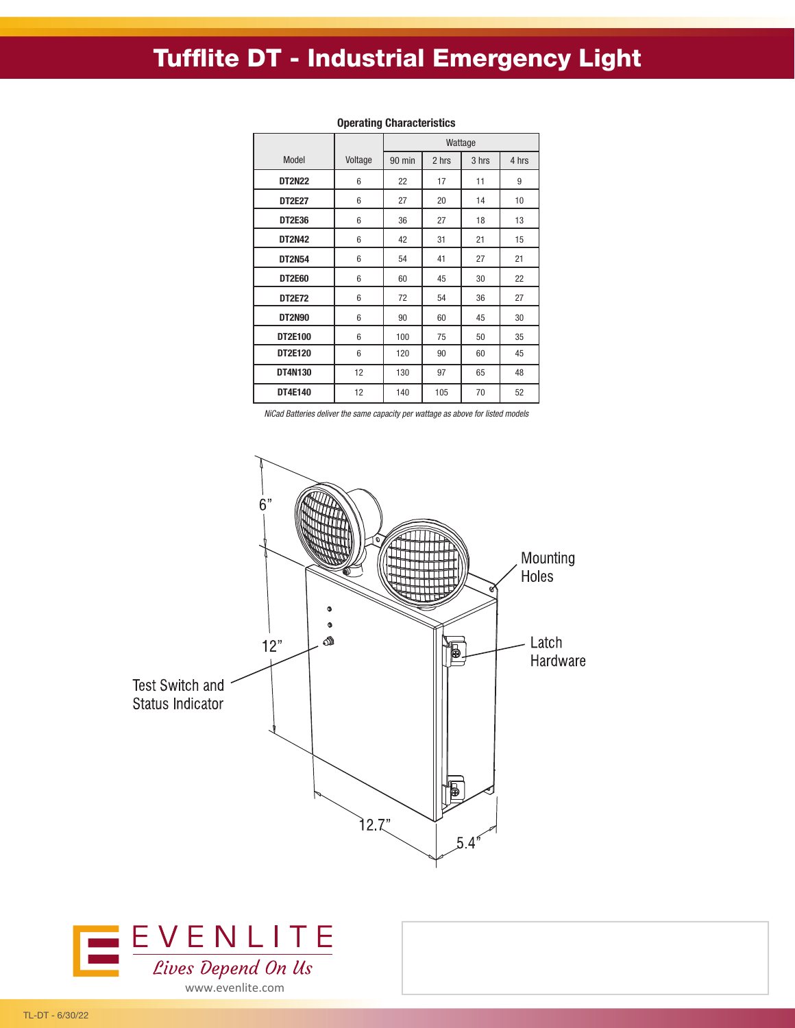# Tufflite DT - Industrial Emergency Light

**Operating Characteristics**

| Model | Voltage | Wattage | | | |
|---|---|---|---|---|---|
| | | 90 min | 2 hrs | 3 hrs | 4 hrs |
| **DT2N22** | 6 | 22 | 17 | 11 | 9 |
| **DT2E27** | 6 | 27 | 20 | 14 | 10 |
| **DT2E36** | 6 | 36 | 27 | 18 | 13 |
| **DT2N42** | 6 | 42 | 31 | 21 | 15 |
| **DT2N54** | 6 | 54 | 41 | 27 | 21 |
| **DT2E60** | 6 | 60 | 45 | 30 | 22 |
| **DT2E72** | 6 | 72 | 54 | 36 | 27 |
| **DT2N90** | 6 | 90 | 60 | 45 | 30 |
| **DT2E100** | 6 | 100 | 75 | 50 | 35 |
| **DT2E120** | 6 | 120 | 90 | 60 | 45 |
| **DT4N130** | 12 | 130 | 97 | 65 | 48 |
| **DT4E140** | 12 | 140 | 105 | 70 | 52 |

*NiCad Batteries deliver the same capacity per wattage as above for listed models*

6"

12"

12.7"

5.4"

Mounting Holes

Latch Hardware

Test Switch and Status Indicator

EVENLITE

*Lives Depend On Us*

www.evenlite.com

TL-DT - 6/30/22